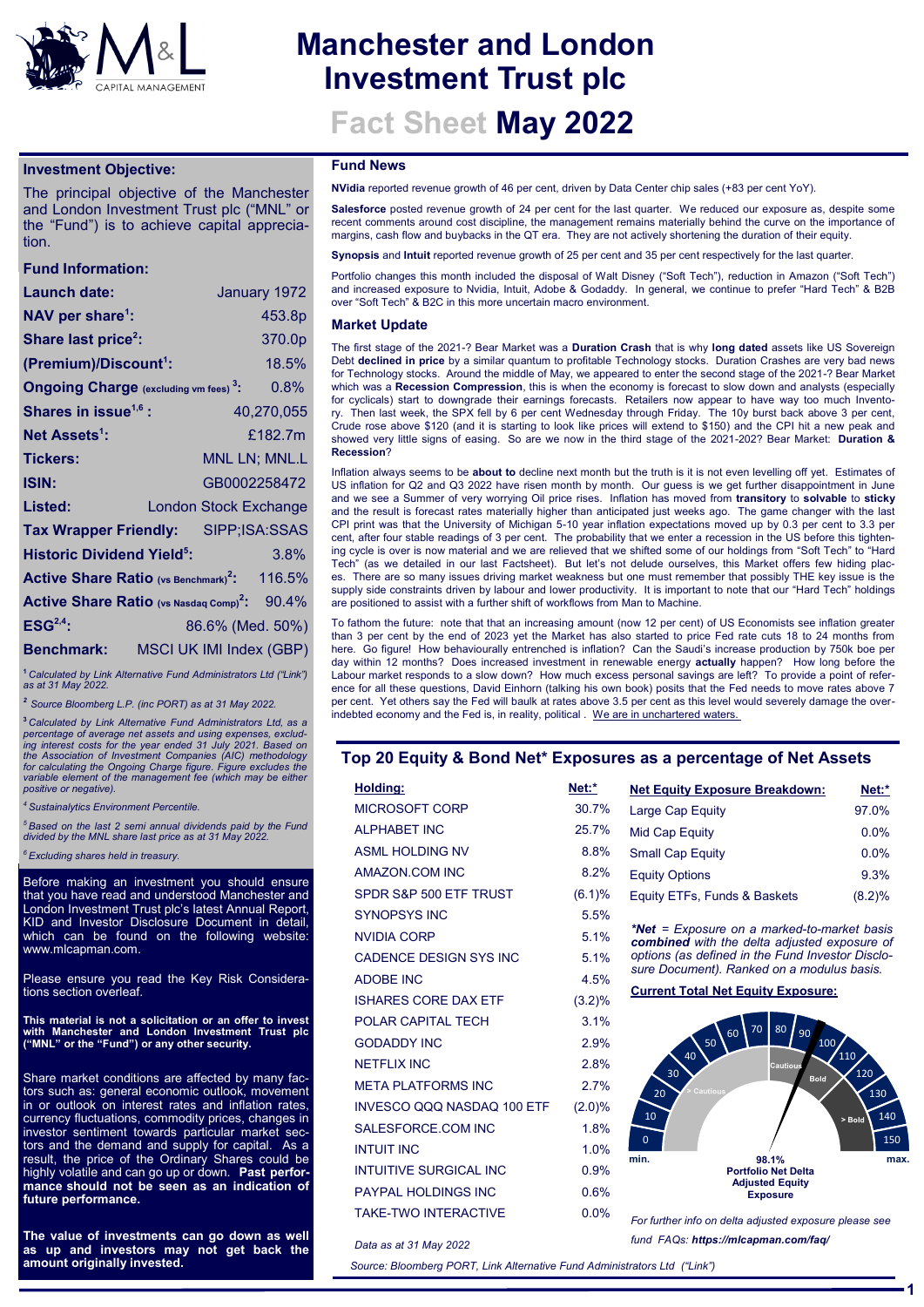# Manchester and London Investment Trust plc

## Fact Sheet May 2022

### Investment Objective:

The principal objective of the Manchester and London Investment Trust plc ("MNL" or the "Fund") is to achieve capital appreciation.

### Fund Information:

| | |
|---|---|
| **Launch date:** | January 1972 |
| **NAV per share[1]:** | 453.8p |
| **Share last price[2]:** | 370.0p |
| **(Premium)/Discount[1]:** | 18.5% |
| **Ongoing Charge** (excluding vm fees) **[3]:** | 0.8% |
| **Shares in issue[1,6]:** | 40,270,055 |
| **Net Assets[1]:** | £182.7m |
| **Tickers:** | MNL LN; MNL.L |
| **ISIN:** | GB0002258472 |
| **Listed:** | London Stock Exchange |
| **Tax Wrapper Friendly:** | SIPP;ISA:SSAS |
| **Historic Dividend Yield[5]:** | 3.8% |
| **Active Share Ratio** (vs Benchmark) **[2]:** | 116.5% |
| **Active Share Ratio** (vs Nasdaq Comp) **[2]:** | 90.4% |
| **ESG[2,4]:** | 86.6% (Med. 50%) |
| **Benchmark:** | MSCI UK IMI Index (GBP) |

[1] *Calculated by Link Alternative Fund Administrators Ltd ("Link") as at 31 May 2022.*

[2] *Source Bloomberg L.P. (inc PORT) as at 31 May 2022.*

[3] *Calculated by Link Alternative Fund Administrators Ltd, as a percentage of average net assets and using expenses, excluding interest costs for the year ended 31 July 2021. Based on the Association of Investment Companies (AIC) methodology for calculating the Ongoing Charge figure. Figure excludes the variable element of the management fee (which may be either positive or negative).*

[4] *Sustainalytics Environment Percentile.*

[5] *Based on the last 2 semi annual dividends paid by the Fund divided by the MNL share last price as at 31 May 2022.*

[6] *Excluding shares held in treasury.*

Before making an investment you should ensure that you have read and understood Manchester and London Investment Trust plc's latest Annual Report, KID and Investor Disclosure Document in detail, which can be found on the following website: www.mlcapman.com.

Please ensure you read the Key Risk Considerations section overleaf.

**This material is not a solicitation or an offer to invest with Manchester and London Investment Trust plc ("MNL" or the "Fund") or any other security.**

Share market conditions are affected by many factors such as: general economic outlook, movement in or outlook on interest rates and inflation rates, currency fluctuations, commodity prices, changes in investor sentiment towards particular market sectors and the demand and supply for capital. As a result, the price of the Ordinary Shares could be highly volatile and can go up or down. **Past performance should not be seen as an indication of future performance.**

**The value of investments can go down as well as up and investors may not get back the amount originally invested.**

### Fund News

**NVidia** reported revenue growth of 46 per cent, driven by Data Center chip sales (+83 per cent YoY).

**Salesforce** posted revenue growth of 24 per cent for the last quarter. We reduced our exposure as, despite some recent comments around cost discipline, the management remains materially behind the curve on the importance of margins, cash flow and buybacks in the QT era. They are not actively shortening the duration of their equity.

**Synopsis** and **Intuit** reported revenue growth of 25 per cent and 35 per cent respectively for the last quarter.

Portfolio changes this month included the disposal of Walt Disney ("Soft Tech"), reduction in Amazon ("Soft Tech") and increased exposure to Nvidia, Intuit, Adobe & Godaddy. In general, we continue to prefer "Hard Tech" & B2B over "Soft Tech" & B2C in this more uncertain macro environment.

### Market Update

The first stage of the 2021-? Bear Market was a **Duration Crash** that is why **long dated** assets like US Sovereign Debt **declined in price** by a similar quantum to profitable Technology stocks. Duration Crashes are very bad news for Technology stocks. Around the middle of May, we appeared to enter the second stage of the 2021-? Bear Market which was a **Recession Compression**, this is when the economy is forecast to slow down and analysts (especially for cyclicals) start to downgrade their earnings forecasts. Retailers now appear to have way too much Inventory. Then last week, the SPX fell by 6 per cent Wednesday through Friday. The 10y burst back above 3 per cent, Crude rose above $120 (and it is starting to look like prices will extend to $150) and the CPI hit a new peak and showed very little signs of easing. So are we now in the third stage of the 2021-202? Bear Market: **Duration & Recession**?

Inflation always seems to be **about to** decline next month but the truth is it is not even levelling off yet. Estimates of US inflation for Q2 and Q3 2022 have risen month by month. Our guess is we get further disappointment in June and we see a Summer of very worrying Oil price rises. Inflation has moved from **transitory** to **solvable** to **sticky** and the result is forecast rates materially higher than anticipated just weeks ago. The game changer with the last CPI print was that the University of Michigan 5-10 year inflation expectations moved up by 0.3 per cent to 3.3 per cent, after four stable readings of 3 per cent. The probability that we enter a recession in the US before this tightening cycle is over is now material and we are relieved that we shifted some of our holdings from "Soft Tech" to "Hard Tech" (as we detailed in our last Factsheet). But let's not delude ourselves, this Market offers few hiding places. There are so many issues driving market weakness but one must remember that possibly THE key issue is the supply side constraints driven by labour and lower productivity. It is important to note that our "Hard Tech" holdings are positioned to assist with a further shift of workflows from Man to Machine.

To fathom the future: note that that an increasing amount (now 12 per cent) of US Economists see inflation greater than 3 per cent by the end of 2023 yet the Market has also started to price Fed rate cuts 18 to 24 months from here. Go figure! How behaviourally entrenched is inflation? Can the Saudi's increase production by 750k boe per day within 12 months? Does increased investment in renewable energy **actually** happen? How long before the Labour market responds to a slow down? How much excess personal savings are left? To provide a point of reference for all these questions, David Einhorn (talking his own book) posits that the Fed needs to move rates above 7 per cent. Yet others say the Fed will baulk at rates above 3.5 per cent as this level would severely damage the over-indebted economy and the Fed is, in reality, political . <u>We are in unchartered waters.</u>

## Top 20 Equity & Bond Net* Exposures as a percentage of Net Assets

| Holding: | Net:* |
|---|---|
| MICROSOFT CORP | 30.7% |
| ALPHABET INC | 25.7% |
| ASML HOLDING NV | 8.8% |
| AMAZON.COM INC | 8.2% |
| SPDR S&P 500 ETF TRUST | (6.1)% |
| SYNOPSYS INC | 5.5% |
| NVIDIA CORP | 5.1% |
| CADENCE DESIGN SYS INC | 5.1% |
| ADOBE INC | 4.5% |
| ISHARES CORE DAX ETF | (3.2)% |
| POLAR CAPITAL TECH | 3.1% |
| GODADDY INC | 2.9% |
| NETFLIX INC | 2.8% |
| META PLATFORMS INC | 2.7% |
| INVESCO QQQ NASDAQ 100 ETF | (2.0)% |
| SALESFORCE.COM INC | 1.8% |
| INTUIT INC | 1.0% |
| INTUITIVE SURGICAL INC | 0.9% |
| PAYPAL HOLDINGS INC | 0.6% |
| TAKE-TWO INTERACTIVE | 0.0% |

*Data as at 31 May 2022*

| Net Equity Exposure Breakdown: | Net:* |
|---|---|
| Large Cap Equity | 97.0% |
| Mid Cap Equity | 0.0% |
| Small Cap Equity | 0.0% |
| Equity Options | 9.3% |
| Equity ETFs, Funds & Baskets | (8.2)% |

*\*Net = Exposure on a marked-to-market basis **combined** with the delta adjusted exposure of options (as defined in the Fund Investor Disclosure Document). Ranked on a modulus basis.*

**<u>Current Total Net Equity Exposure:</u>**

0 10 20 30 40 50 60 70 80 90 100 110 120 130 140 150

min. > Cautious Cautious Bold > Bold max.

**98.1%**
**Portfolio Net Delta Adjusted Equity Exposure**

*For further info on delta adjusted exposure please see fund FAQs: **https://mlcapman.com/faq/***

*Source: Bloomberg PORT, Link Alternative Fund Administrators Ltd ("Link")*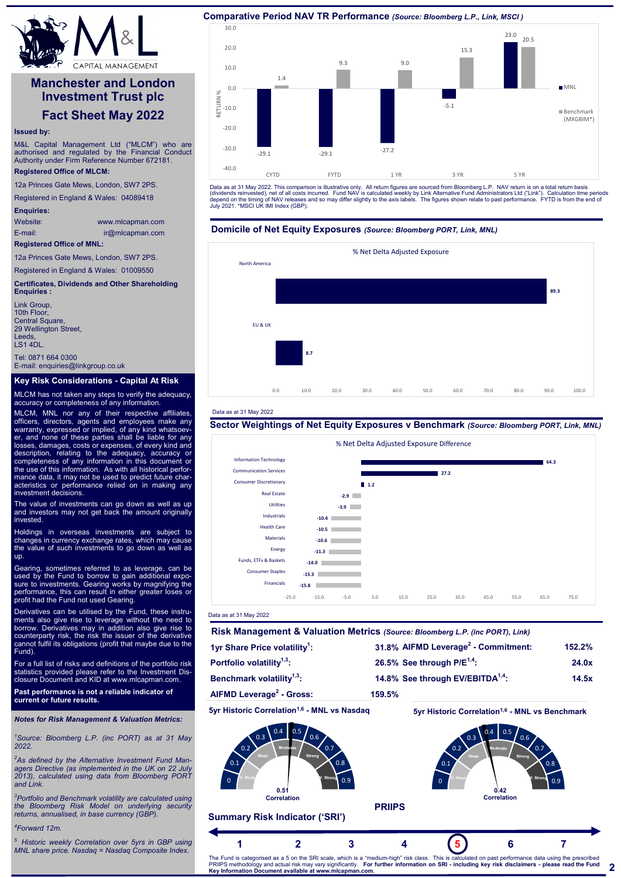M&L CAPITAL MANAGEMENT

# Manchester and London Investment Trust plc

# Fact Sheet May 2022

**Issued by:**

M&L Capital Management Ltd ("MLCM") who are authorised and regulated by the Financial Conduct Authority under Firm Reference Number 672181.

**Registered Office of MLCM:**

12a Princes Gate Mews, London, SW7 2PS.

Registered in England & Wales: 04089418

**Enquiries:**

Website: www.mlcapman.com

E-mail: ir@mlcapman.com

**Registered Office of MNL:**

12a Princes Gate Mews, London, SW7 2PS.

Registered in England & Wales: 01009550

**Certificates, Dividends and Other Shareholding Enquiries :**

Link Group,
10th Floor,
Central Square,
29 Wellington Street,
Leeds,
LS1 4DL.

Tel: 0871 664 0300
E-mail: enquiries@linkgroup.co.uk

## Key Risk Considerations - Capital At Risk

MLCM has not taken any steps to verify the adequacy, accuracy or completeness of any information.

MLCM, MNL nor any of their respective affiliates, officers, directors, agents and employees make any warranty, expressed or implied, of any kind whatsoever, and none of these parties shall be liable for any losses, damages, costs or expenses, of every kind and description, relating to the adequacy, accuracy or completeness of any information in this document or the use of this information. As with all historical performance data, it may not be used to predict future characteristics or performance relied on in making any investment decisions.

The value of investments can go down as well as up and investors may not get back the amount originally invested.

Holdings in overseas investments are subject to changes in currency exchange rates, which may cause the value of such investments to go down as well as up.

Gearing, sometimes referred to as leverage, can be used by the Fund to borrow to gain additional exposure to investments. Gearing works by magnifying the performance, this can result in either greater loses or profit had the Fund not used Gearing.

Derivatives can be utilised by the Fund, these instruments also give rise to leverage without the need to borrow. Derivatives may in addition also give rise to counterparty risk, the risk the issuer of the derivative cannot fulfil its obligations (profit that maybe due to the Fund).

For a full list of risks and definitions of the portfolio risk statistics provided please refer to the Investment Disclosure Document and KID at www.mlcapman.com.

**Past performance is not a reliable indicator of current or future results.**

***Notes for Risk Management & Valuation Metrics:***

*[1]Source: Bloomberg L.P. (inc PORT) as at 31 May 2022.*

*[2]As defined by the Alternative Investment Fund Managers Directive (as implemented in the UK on 22 July 2013), calculated using data from Bloomberg PORT and Link.*

*[3]Portfolio and Benchmark volatility are calculated using the Bloomberg Risk Model on underlying security returns, annualised, in base currency (GBP).*

*[4]Forward 12m.*

*[5] Historic weekly Correlation over 5yrs in GBP using MNL share price. Nasdaq = Nasdaq Composite Index.*

## Comparative Period NAV TR Performance *(Source: Bloomberg L.P., Link, MSCI )*

RETURN %

CYTD: -29.1 / 1.4
FYTD: -29.1 / 9.3
1 YR: -27.2 / 9.0
3 YR: -5.1 / 15.3
5 YR: 23.0 / 20.5

MNL
Benchmark (MXGBIM*)

Data as at 31 May 2022. This comparison is illustrative only. All return figures are sourced from Bloomberg L.P. NAV return is on a total return basis (dividends reinvested), net of all costs incurred. Fund NAV is calculated weekly by Link Alternative Fund Administrators Ltd ("Link"). Calculation time periods depend on the timing of NAV releases and so may differ slightly to the axis labels. The figures shown relate to past performance. FYTD is from the end of July 2021. *MSCI UK IMI Index (GBP).

## Domicile of Net Equity Exposures *(Source: Bloomberg PORT, Link, MNL)*

% Net Delta Adjusted Exposure

North America: 89.3
EU & UK: 8.7

Data as at 31 May 2022

## Sector Weightings of Net Equity Exposures v Benchmark *(Source: Bloomberg PORT, Link, MNL)*

% Net Delta Adjusted Exposure Difference

Information Technology: 64.3
Communication Services: 27.2
Consumer Discretionary: 1.2
Real Estate: -2.9
Utilities: -3.9
Industrials: -10.4
Health Care: -10.5
Materials: -10.6
Energy: -11.3
Funds, ETFs & Baskets: -14.0
Consumer Staples: -15.3
Financials: -15.8

Data as at 31 May 2022

## Risk Management & Valuation Metrics *(Source: Bloomberg L.P. (inc PORT), Link)*

| | | | |
|---|---|---|---|
| **1yr Share Price volatility[1]:** | 31.8% | **AIFMD Leverage[2] - Commitment:** | **152.2%** |
| **Portfolio volatility[1,3]:** | 26.5% | **See through P/E[1,4]:** | **24.0x** |
| **Benchmark volatility[1,3]:** | 14.8% | **See through EV/EBITDA[1,4]:** | **14.5x** |
| **AIFMD Leverage[2] - Gross:** | 159.5% | | |

**5yr Historic Correlation[1,6] - MNL vs Nasdaq**

0.51 Correlation

**5yr Historic Correlation[1,6] - MNL vs Benchmark**

0.42 Correlation

## Summary Risk Indicator ('SRI') PRIIPS

1 2 3 4 **5** 6 7

The Fund is categorised as a 5 on the SRI scale, which is a "medium-high" risk class. This is calculated on past performance data using the prescribed PRIIPS methodology and actual risk may vary significantly. **For further information on SRI - including key risk disclaimers - please read the Fund Key Information Document available at www.mlcapman.com.**